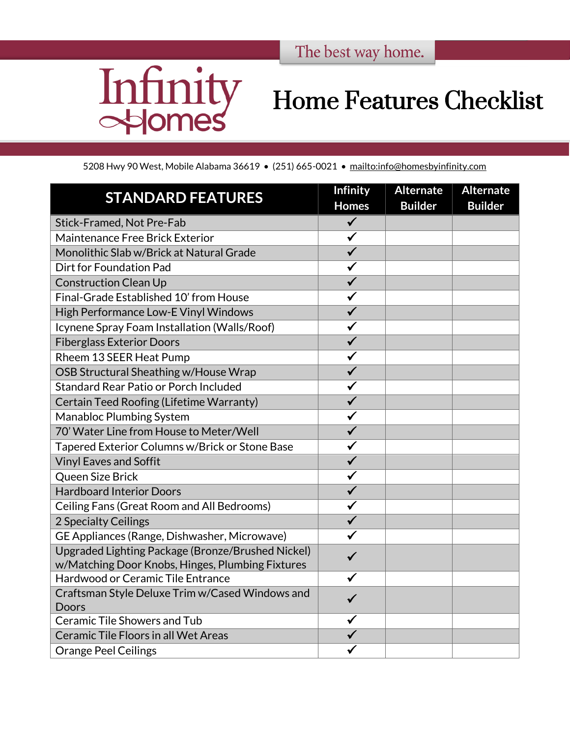The best way home.

Infinity Homes

# Home Features Checklist

5208 Hwy 90 West, Mobile Alabama 36619 • (251) 665-0021 • mailto:info@homesbyinfinity.com

| STANDARD FEATURES | Infinity Homes | Alternate Builder | Alternate Builder |
|---|---|---|---|
| Stick-Framed, Not Pre-Fab | ✓ | | |
| Maintenance Free Brick Exterior | ✓ | | |
| Monolithic Slab w/Brick at Natural Grade | ✓ | | |
| Dirt for Foundation Pad | ✓ | | |
| Construction Clean Up | ✓ | | |
| Final-Grade Established 10' from House | ✓ | | |
| High Performance Low-E Vinyl Windows | ✓ | | |
| Icynene Spray Foam Installation (Walls/Roof) | ✓ | | |
| Fiberglass Exterior Doors | ✓ | | |
| Rheem 13 SEER Heat Pump | ✓ | | |
| OSB Structural Sheathing w/House Wrap | ✓ | | |
| Standard Rear Patio or Porch Included | ✓ | | |
| Certain Teed Roofing (Lifetime Warranty) | ✓ | | |
| Manabloc Plumbing System | ✓ | | |
| 70' Water Line from House to Meter/Well | ✓ | | |
| Tapered Exterior Columns w/Brick or Stone Base | ✓ | | |
| Vinyl Eaves and Soffit | ✓ | | |
| Queen Size Brick | ✓ | | |
| Hardboard Interior Doors | ✓ | | |
| Ceiling Fans (Great Room and All Bedrooms) | ✓ | | |
| 2 Specialty Ceilings | ✓ | | |
| GE Appliances (Range, Dishwasher, Microwave) | ✓ | | |
| Upgraded Lighting Package (Bronze/Brushed Nickel) w/Matching Door Knobs, Hinges, Plumbing Fixtures | ✓ | | |
| Hardwood or Ceramic Tile Entrance | ✓ | | |
| Craftsman Style Deluxe Trim w/Cased Windows and Doors | ✓ | | |
| Ceramic Tile Showers and Tub | ✓ | | |
| Ceramic Tile Floors in all Wet Areas | ✓ | | |
| Orange Peel Ceilings | ✓ | | |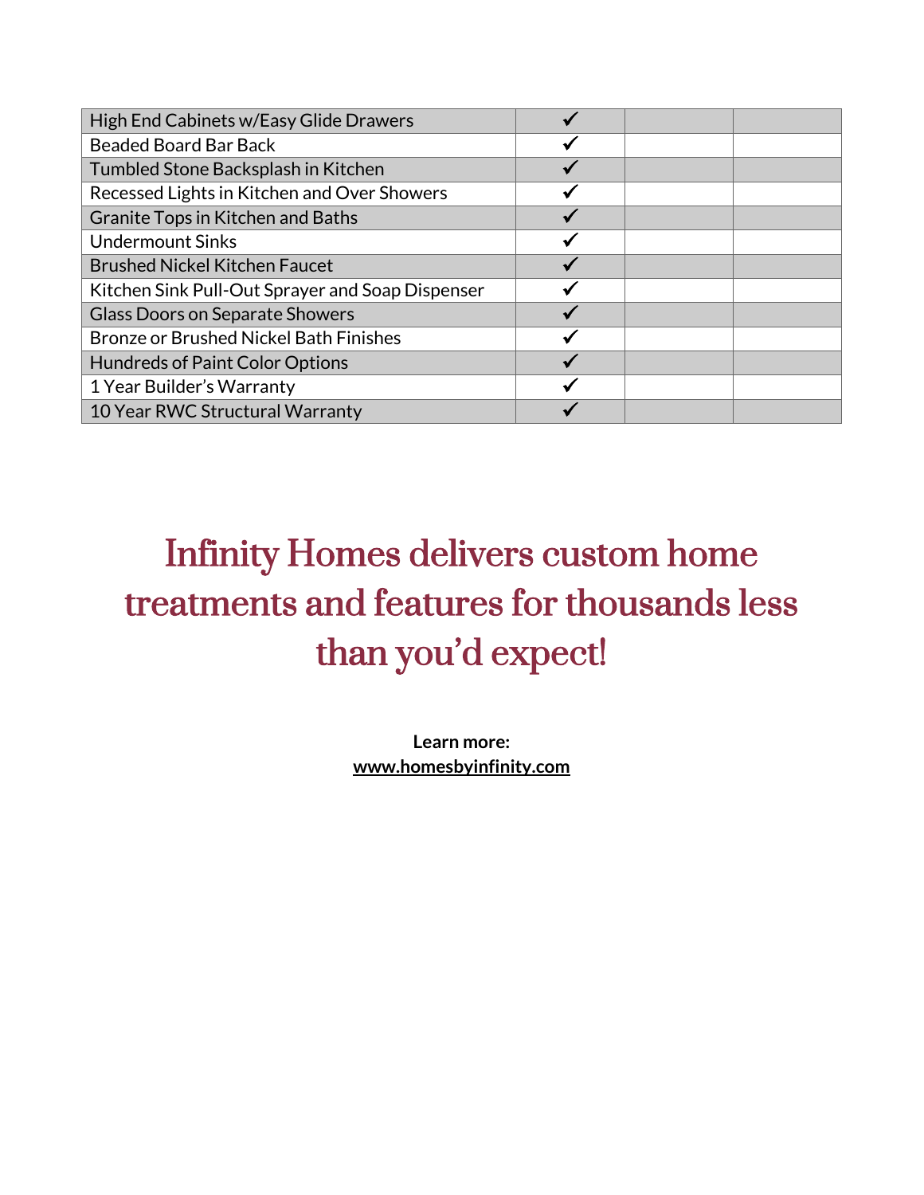| | | | |
|---|---|---|---|
| High End Cabinets w/Easy Glide Drawers | ✓ | | |
| Beaded Board Bar Back | ✓ | | |
| Tumbled Stone Backsplash in Kitchen | ✓ | | |
| Recessed Lights in Kitchen and Over Showers | ✓ | | |
| Granite Tops in Kitchen and Baths | ✓ | | |
| Undermount Sinks | ✓ | | |
| Brushed Nickel Kitchen Faucet | ✓ | | |
| Kitchen Sink Pull-Out Sprayer and Soap Dispenser | ✓ | | |
| Glass Doors on Separate Showers | ✓ | | |
| Bronze or Brushed Nickel Bath Finishes | ✓ | | |
| Hundreds of Paint Color Options | ✓ | | |
| 1 Year Builder's Warranty | ✓ | | |
| 10 Year RWC Structural Warranty | ✓ | | |

# Infinity Homes delivers custom home treatments and features for thousands less than you'd expect!

**Learn more:**
**www.homesbyinfinity.com**